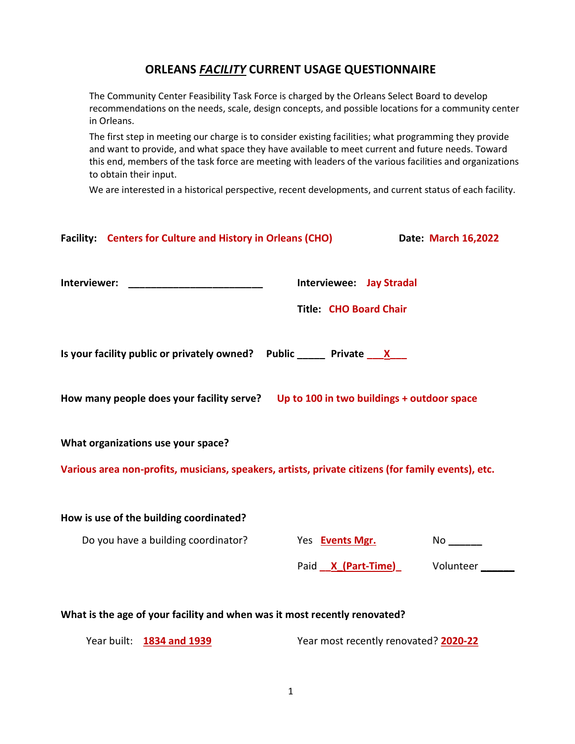# ORLEANS *FACILITY* CURRENT USAGE QUESTIONNAIRE

The Community Center Feasibility Task Force is charged by the Orleans Select Board to develop recommendations on the needs, scale, design concepts, and possible locations for a community center in Orleans.

The first step in meeting our charge is to consider existing facilities; what programming they provide and want to provide, and what space they have available to meet current and future needs. Toward this end, members of the task force are meeting with leaders of the various facilities and organizations to obtain their input.

We are interested in a historical perspective, recent developments, and current status of each facility.

**Facility:** **Centers for Culture and History in Orleans (CHO)** **Date:** **March 16,2022**

**Interviewer:** ________________________ **Interviewee:** **Jay Stradal**

**Title:** **CHO Board Chair**

**Is your facility public or privately owned?** **Public** _____ **Private** ___X___

**How many people does your facility serve?** **Up to 100 in two buildings + outdoor space**

**What organizations use your space?**

**Various area non-profits, musicians, speakers, artists, private citizens (for family events), etc.**

**How is use of the building coordinated?**

Do you have a building coordinator? Yes **Events Mgr.** No ______

Paid __X_(Part-Time)_ Volunteer ______

**What is the age of your facility and when was it most recently renovated?**

Year built: **1834 and 1939** Year most recently renovated? **2020-22**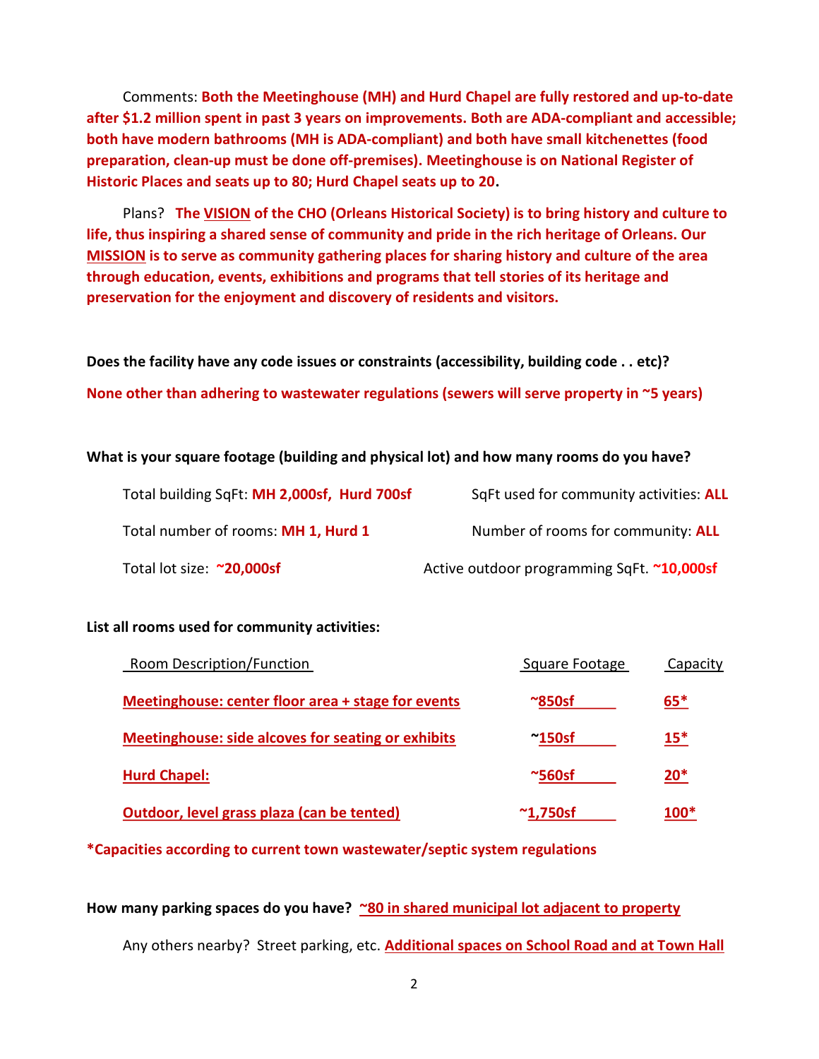Comments: **Both the Meetinghouse (MH) and Hurd Chapel are fully restored and up-to-date after $1.2 million spent in past 3 years on improvements. Both are ADA-compliant and accessible; both have modern bathrooms (MH is ADA-compliant) and both have small kitchenettes (food preparation, clean-up must be done off-premises). Meetinghouse is on National Register of Historic Places and seats up to 80; Hurd Chapel seats up to 20.**

Plans? **The VISION of the CHO (Orleans Historical Society) is to bring history and culture to life, thus inspiring a shared sense of community and pride in the rich heritage of Orleans. Our MISSION is to serve as community gathering places for sharing history and culture of the area through education, events, exhibitions and programs that tell stories of its heritage and preservation for the enjoyment and discovery of residents and visitors.**

**Does the facility have any code issues or constraints (accessibility, building code . . etc)?**

**None other than adhering to wastewater regulations (sewers will serve property in ~5 years)**

**What is your square footage (building and physical lot) and how many rooms do you have?**

Total building SqFt: **MH 2,000sf, Hurd 700sf** SqFt used for community activities: **ALL**

Total number of rooms: **MH 1, Hurd 1** Number of rooms for community: **ALL**

Total lot size: **~20,000sf** Active outdoor programming SqFt. **~10,000sf**

**List all rooms used for community activities:**

| Room Description/Function | Square Footage | Capacity |
| --- | --- | --- |
| Meetinghouse: center floor area + stage for events | ~850sf | 65* |
| Meetinghouse: side alcoves for seating or exhibits | ~150sf | 15* |
| Hurd Chapel: | ~560sf | 20* |
| Outdoor, level grass plaza (can be tented) | ~1,750sf | 100* |

**\*Capacities according to current town wastewater/septic system regulations**

**How many parking spaces do you have?** **~80 in shared municipal lot adjacent to property**

Any others nearby? Street parking, etc. **Additional spaces on School Road and at Town Hall**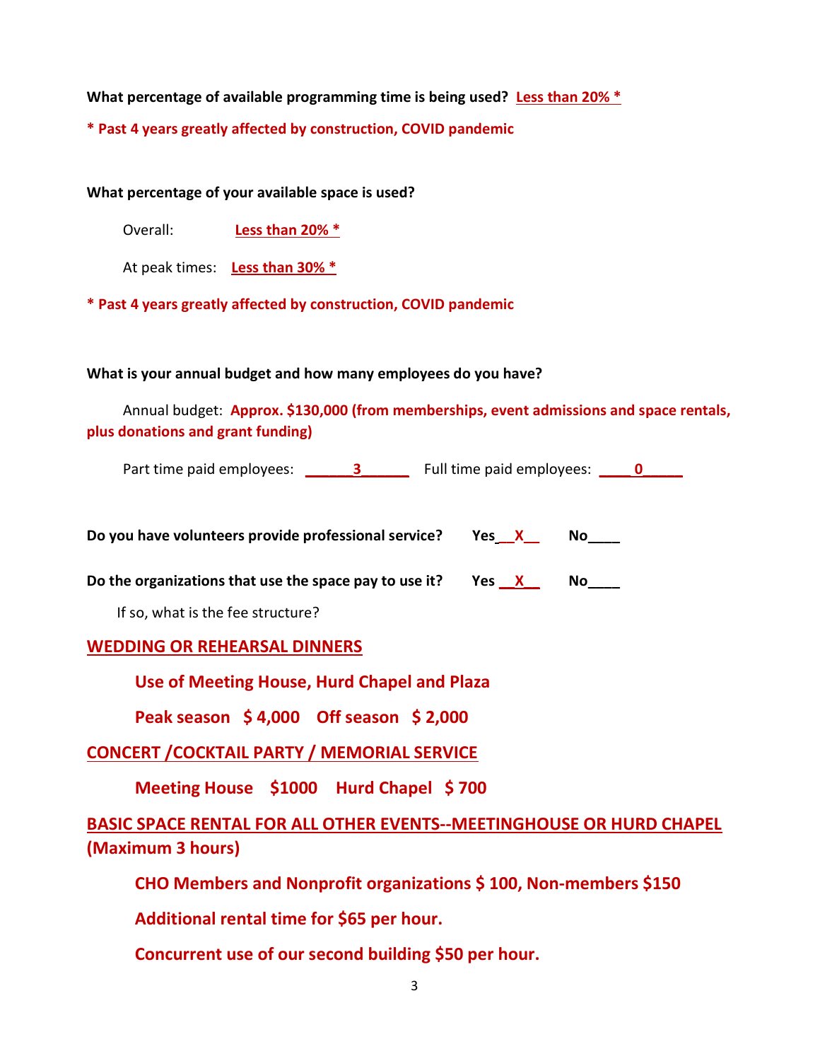**What percentage of available programming time is being used?** **Less than 20% ***

*** Past 4 years greatly affected by construction, COVID pandemic**

**What percentage of your available space is used?**

Overall: **Less than 20% ***

At peak times: **Less than 30% ***

*** Past 4 years greatly affected by construction, COVID pandemic**

**What is your annual budget and how many employees do you have?**

Annual budget: **Approx. $130,000 (from memberships, event admissions and space rentals, plus donations and grant funding)**

Part time paid employees: ______3______ Full time paid employees: ____0_____

**Do you have volunteers provide professional service?** **Yes__X__** **No____**

**Do the organizations that use the space pay to use it?** **Yes __X__** **No____**

If so, what is the fee structure?

**WEDDING OR REHEARSAL DINNERS**

**Use of Meeting House, Hurd Chapel and Plaza**

**Peak season $ 4,000 Off season $ 2,000**

**CONCERT /COCKTAIL PARTY / MEMORIAL SERVICE**

**Meeting House $1000 Hurd Chapel $ 700**

**BASIC SPACE RENTAL FOR ALL OTHER EVENTS--MEETINGHOUSE OR HURD CHAPEL (Maximum 3 hours)**

**CHO Members and Nonprofit organizations $ 100, Non-members $150**

**Additional rental time for $65 per hour.**

**Concurrent use of our second building $50 per hour.**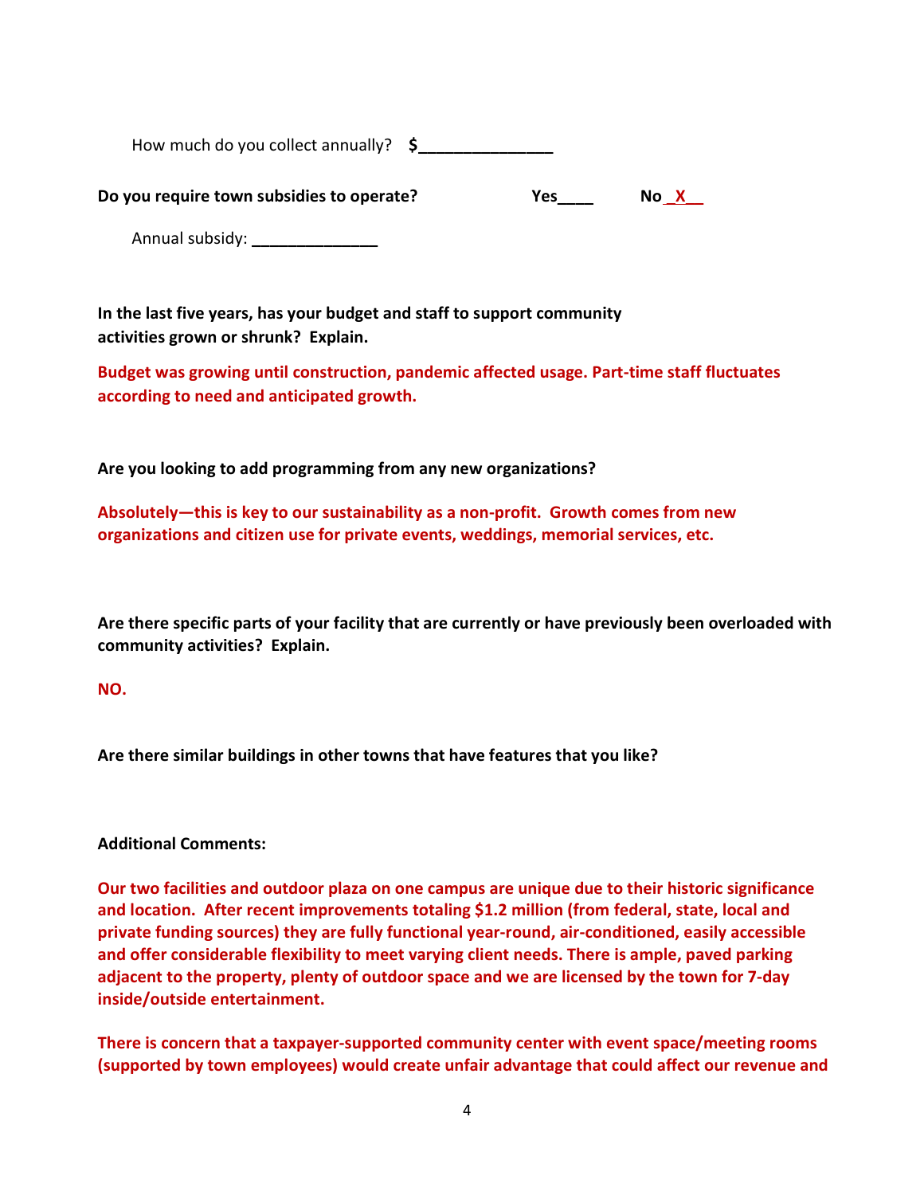How much do you collect annually? **$_______________**

**Do you require town subsidies to operate?** **Yes____** **No_X__**

Annual subsidy: ______________

**In the last five years, has your budget and staff to support community activities grown or shrunk? Explain.**

**Budget was growing until construction, pandemic affected usage. Part-time staff fluctuates according to need and anticipated growth.**

**Are you looking to add programming from any new organizations?**

**Absolutely—this is key to our sustainability as a non-profit. Growth comes from new organizations and citizen use for private events, weddings, memorial services, etc.**

**Are there specific parts of your facility that are currently or have previously been overloaded with community activities? Explain.**

**NO.**

**Are there similar buildings in other towns that have features that you like?**

**Additional Comments:**

**Our two facilities and outdoor plaza on one campus are unique due to their historic significance and location. After recent improvements totaling $1.2 million (from federal, state, local and private funding sources) they are fully functional year-round, air-conditioned, easily accessible and offer considerable flexibility to meet varying client needs. There is ample, paved parking adjacent to the property, plenty of outdoor space and we are licensed by the town for 7-day inside/outside entertainment.**

**There is concern that a taxpayer-supported community center with event space/meeting rooms (supported by town employees) would create unfair advantage that could affect our revenue and**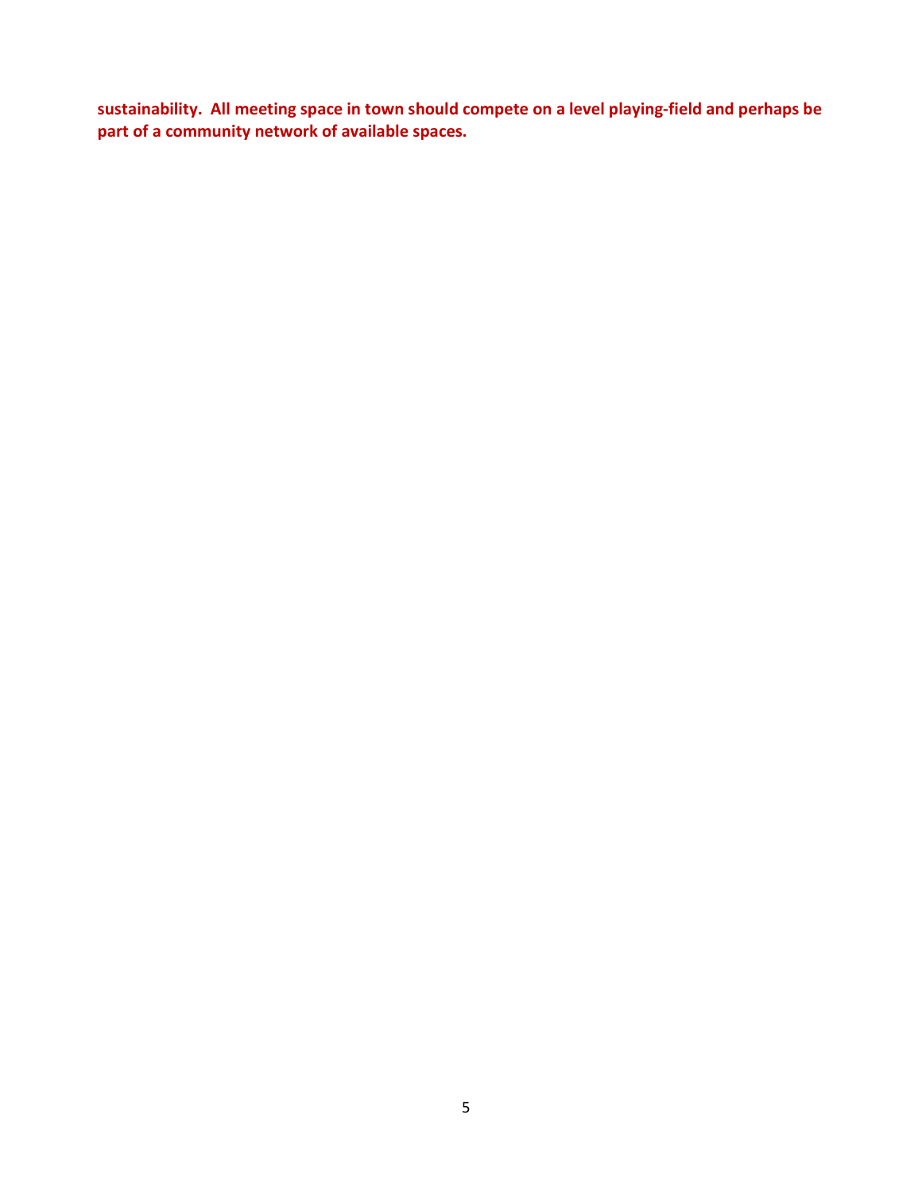**sustainability. All meeting space in town should compete on a level playing-field and perhaps be part of a community network of available spaces.**